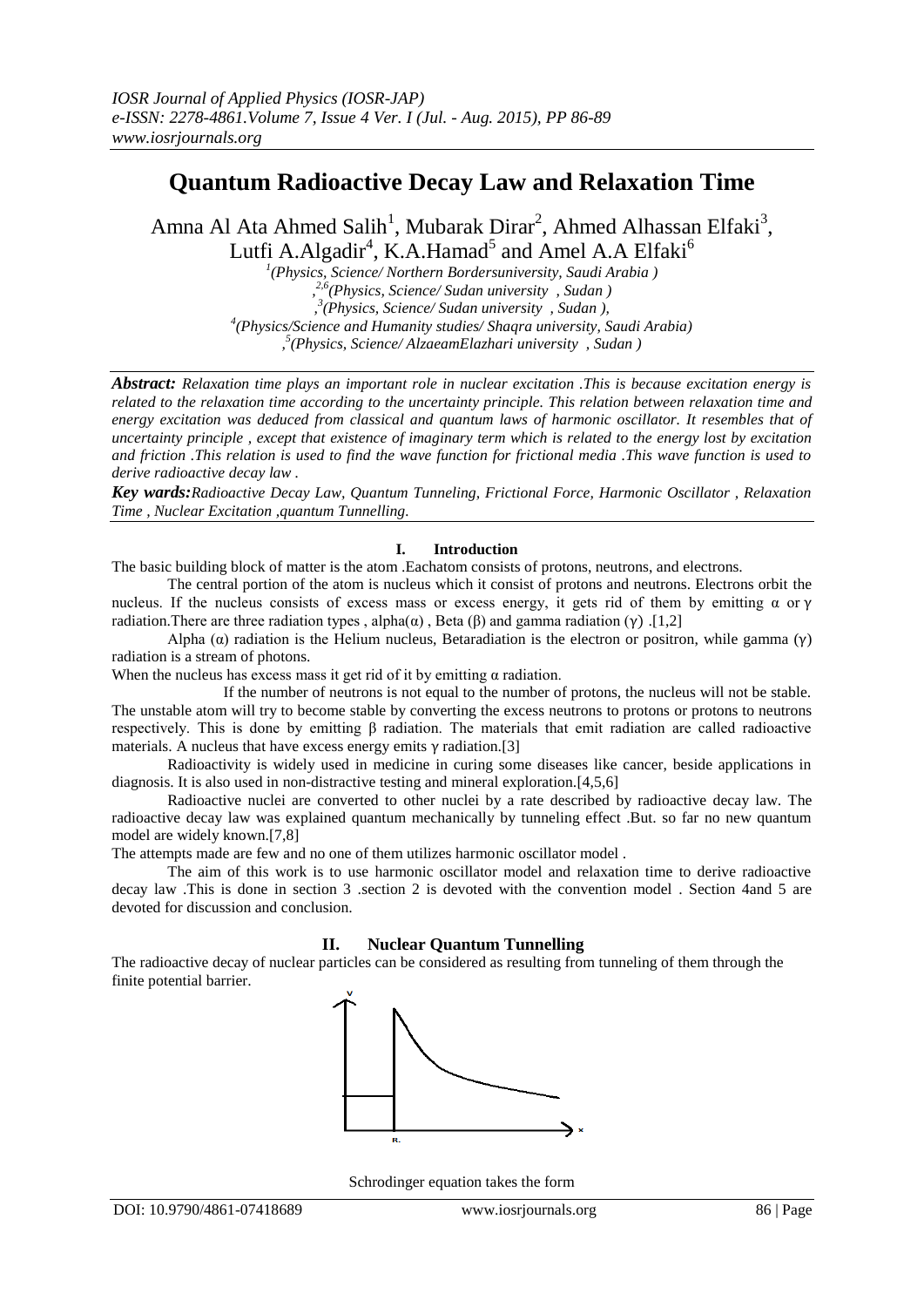# Quantum Radioactive Decay Law and Relaxation Time

Amna Al Ata Ahmed Salih[1], Mubarak Dirar[2], Ahmed Alhassan Elfaki[3], Lutfi A.Algadir[4], K.A.Hamad[5] and Amel A.A Elfaki[6]

[1](Physics, Science/ Northern Bordersuniversity, Saudi Arabia )
,[2,6](Physics, Science/ Sudan university , Sudan )
,[3](Physics, Science/ Sudan university , Sudan ),
[4](Physics/Science and Humanity studies/ Shaqra university, Saudi Arabia)
,[5](Physics, Science/ AlzaeamElazhari university , Sudan )

***Abstract:*** *Relaxation time plays an important role in nuclear excitation .This is because excitation energy is related to the relaxation time according to the uncertainty principle. This relation between relaxation time and energy excitation was deduced from classical and quantum laws of harmonic oscillator. It resembles that of uncertainty principle , except that existence of imaginary term which is related to the energy lost by excitation and friction .This relation is used to find the wave function for frictional media .This wave function is used to derive radioactive decay law .*

***Key wards:****Radioactive Decay Law, Quantum Tunneling, Frictional Force, Harmonic Oscillator , Relaxation Time , Nuclear Excitation ,quantum Tunnelling.*

## I. Introduction

The basic building block of matter is the atom .Eachatom consists of protons, neutrons, and electrons.

The central portion of the atom is nucleus which it consist of protons and neutrons. Electrons orbit the nucleus. If the nucleus consists of excess mass or excess energy, it gets rid of them by emitting α or γ radiation.There are three radiation types , alpha(α) , Beta (β) and gamma radiation (γ) .[1,2]

Alpha (α) radiation is the Helium nucleus, Betaradiation is the electron or positron, while gamma (γ) radiation is a stream of photons.

When the nucleus has excess mass it get rid of it by emitting α radiation.

If the number of neutrons is not equal to the number of protons, the nucleus will not be stable. The unstable atom will try to become stable by converting the excess neutrons to protons or protons to neutrons respectively. This is done by emitting β radiation. The materials that emit radiation are called radioactive materials. A nucleus that have excess energy emits γ radiation.[3]

Radioactivity is widely used in medicine in curing some diseases like cancer, beside applications in diagnosis. It is also used in non-distractive testing and mineral exploration.[4,5,6]

Radioactive nuclei are converted to other nuclei by a rate described by radioactive decay law. The radioactive decay law was explained quantum mechanically by tunneling effect .But. so far no new quantum model are widely known.[7,8]

The attempts made are few and no one of them utilizes harmonic oscillator model .

The aim of this work is to use harmonic oscillator model and relaxation time to derive radioactive decay law .This is done in section 3 .section 2 is devoted with the convention model . Section 4and 5 are devoted for discussion and conclusion.

## II. Nuclear Quantum Tunnelling

The radioactive decay of nuclear particles can be considered as resulting from tunneling of them through the finite potential barrier.

Schrodinger equation takes the form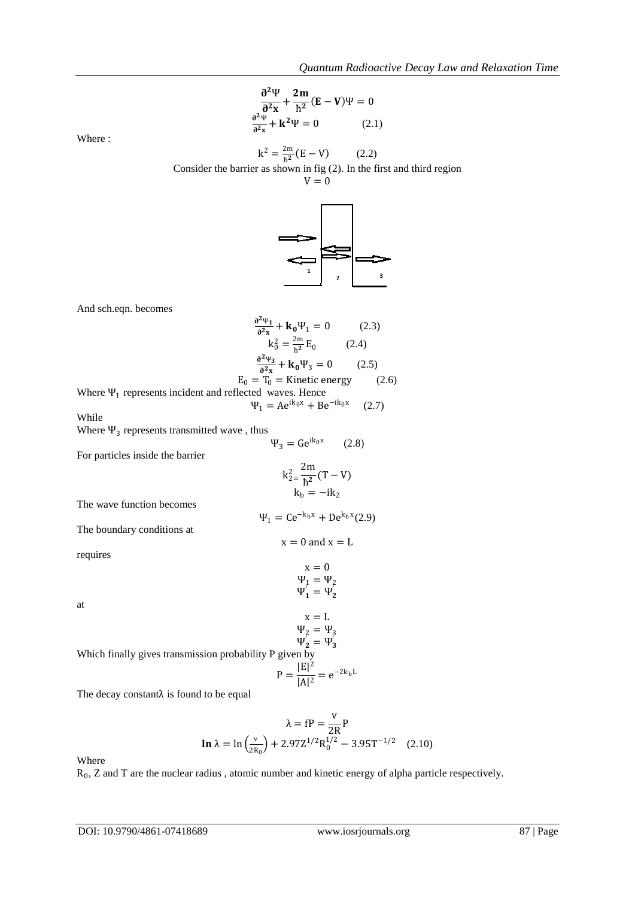$$\frac{\partial^2\Psi}{\partial^2 \mathbf{x}} + \frac{\mathbf{2m}}{\hbar^2}(\mathbf{E} - \mathbf{V})\Psi = 0$$

$$\frac{\partial^2\Psi}{\partial^2 \mathbf{x}} + \mathbf{k}^2\Psi = 0 \qquad (2.1)$$

Where :

$$k^2 = \frac{2m}{\hbar^2}(E - V) \qquad (2.2)$$

Consider the barrier as shown in fig (2). In the first and third region

$$V = 0$$

And sch.eqn. becomes

$$\frac{\partial^2\Psi_1}{\partial^2 \mathbf{x}} + \mathbf{k_0}\Psi_1 = 0 \qquad (2.3)$$

$$k_0^2 = \frac{2m}{\hbar^2}E_0 \qquad (2.4)$$

$$\frac{\partial^2\Psi_3}{\partial^2 \mathbf{x}} + \mathbf{k_0}\Psi_3 = 0 \qquad (2.5)$$

$$E_0 = T_0 = \text{Kinetic energy} \qquad (2.6)$$

Where $\Psi_1$ represents incident and reflected waves. Hence

$$\Psi_1 = Ae^{ik_0x} + Be^{-ik_0x} \qquad (2.7)$$

While

Where $\Psi_3$ represents transmitted wave , thus

$$\Psi_3 = Ge^{ik_0x} \qquad (2.8)$$

For particles inside the barrier

$$k_2^2 = \frac{2m}{\hbar^2}(T - V)$$

$$k_b = -ik_2$$

The wave function becomes

$$\Psi_1 = Ce^{-k_bx} + De^{k_bx} (2.9)$$

The boundary conditions at

$$x = 0 \text{ and } x = L$$

requires

$$x = 0$$

$$\Psi_1 = \Psi_2$$

$$\Psi_1' = \Psi_2'$$

at

$$x = L$$

$$\Psi_2 = \Psi_3$$

$$\Psi_2' = \Psi_3'$$

Which finally gives transmission probability P given by

$$P = \frac{|E|^2}{|A|^2} = e^{-2k_bL}$$

The decay constant $\lambda$ is found to be equal

$$\lambda = fP = \frac{v}{2R}P$$

$$\ln\lambda = \ln\left(\frac{v}{2R_0}\right) + 2.97Z^{1/2}R_0^{1/2} - 3.95T^{-1/2} \qquad (2.10)$$

Where

$R_0$, Z and T are the nuclear radius , atomic number and kinetic energy of alpha particle respectively.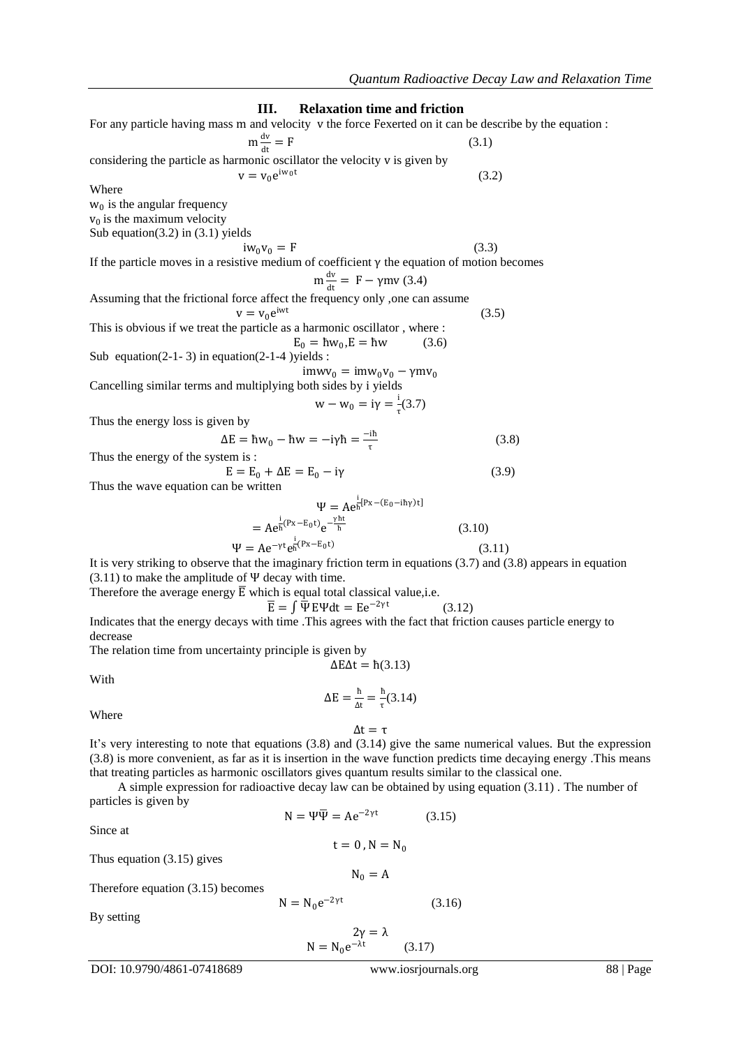## III. Relaxation time and friction

For any particle having mass m and velocity v the force Fexerted on it can be describe by the equation :

$$m\frac{dv}{dt} = F \qquad (3.1)$$

considering the particle as harmonic oscillator the velocity v is given by

$$v = v_0 e^{iw_0 t} \qquad (3.2)$$

Where

$w_0$ is the angular frequency

$v_0$ is the maximum velocity

Sub equation(3.2) in (3.1) yields

$$iw_0 v_0 = F \qquad (3.3)$$

If the particle moves in a resistive medium of coefficient $\gamma$ the equation of motion becomes

$$m\frac{dv}{dt} = F - \gamma m v \; (3.4)$$

Assuming that the frictional force affect the frequency only ,one can assume

$$v = v_0 e^{iwt} \qquad (3.5)$$

This is obvious if we treat the particle as a harmonic oscillator , where :

$$E_0 = \hbar w_0, E = \hbar w \qquad (3.6)$$

Sub equation(2-1- 3) in equation(2-1-4 )yields :

$$imwv_0 = imw_0 v_0 - \gamma m v_0$$

Cancelling similar terms and multiplying both sides by i yields

$$w - w_0 = i\gamma = \frac{i}{\tau} (3.7)$$

Thus the energy loss is given by

$$\Delta E = \hbar w_0 - \hbar w = -i\gamma\hbar = \frac{-i\hbar}{\tau} \qquad (3.8)$$

Thus the energy of the system is :

$$E = E_0 + \Delta E = E_0 - i\gamma \qquad (3.9)$$

Thus the wave equation can be written

$$\Psi = Ae^{\frac{i}{\hbar}[Px - (E_0 - i\hbar\gamma)t]}$$

$$= Ae^{\frac{i}{\hbar}(Px - E_0 t)} e^{-\frac{\gamma \hbar t}{\hbar}} \qquad (3.10)$$

$$\Psi = Ae^{-\gamma t} e^{\frac{i}{\hbar}(Px - E_0 t)} \qquad (3.11)$$

It is very striking to observe that the imaginary friction term in equations (3.7) and (3.8) appears in equation (3.11) to make the amplitude of $\Psi$ decay with time.

Therefore the average energy $\bar{E}$ which is equal total classical value,i.e.

$$\bar{E} = \int \bar{\Psi} E \Psi dt = Ee^{-2\gamma t} \qquad (3.12)$$

Indicates that the energy decays with time .This agrees with the fact that friction causes particle energy to decrease

The relation time from uncertainty principle is given by

$$\Delta E \Delta t = \hbar (3.13)$$

With

$$\Delta E = \frac{\hbar}{\Delta t} = \frac{\hbar}{\tau} (3.14)$$

Where

$$\Delta t = \tau$$

It's very interesting to note that equations (3.8) and (3.14) give the same numerical values. But the expression (3.8) is more convenient, as far as it is insertion in the wave function predicts time decaying energy .This means that treating particles as harmonic oscillators gives quantum results similar to the classical one.

A simple expression for radioactive decay law can be obtained by using equation (3.11) . The number of particles is given by

$$N = \Psi\bar{\Psi} = Ae^{-2\gamma t} \qquad (3.15)$$

Since at

$$t = 0 , N = N_0$$

Thus equation (3.15) gives

$$N_0 = A$$

Therefore equation (3.15) becomes

$$N = N_0 e^{-2\gamma t} \qquad (3.16)$$

By setting

$$2\gamma = \lambda$$

$$N = N_0 e^{-\lambda t} \qquad (3.17)$$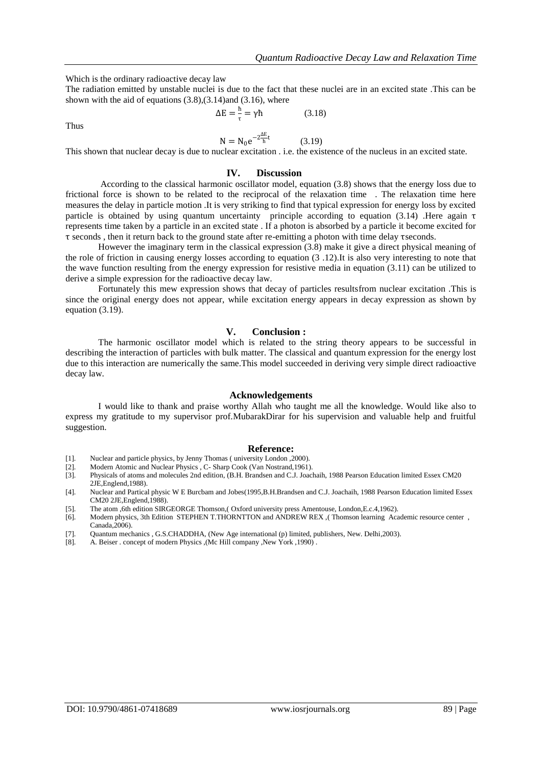Which is the ordinary radioactive decay law

The radiation emitted by unstable nuclei is due to the fact that these nuclei are in an excited state .This can be shown with the aid of equations (3.8),(3.14)and (3.16), where

$$\Delta E = \frac{\hbar}{\tau} = \gamma\hbar \qquad (3.18)$$

Thus

$$N = N_0 e^{-2\frac{\Delta E}{\hbar}t} \qquad (3.19)$$

This shown that nuclear decay is due to nuclear excitation . i.e. the existence of the nucleus in an excited state.

## IV. Discussion

According to the classical harmonic oscillator model, equation (3.8) shows that the energy loss due to frictional force is shown to be related to the reciprocal of the relaxation time . The relaxation time here measures the delay in particle motion .It is very striking to find that typical expression for energy loss by excited particle is obtained by using quantum uncertainty principle according to equation (3.14) .Here again $\tau$ represents time taken by a particle in an excited state . If a photon is absorbed by a particle it become excited for $\tau$ seconds , then it return back to the ground state after re-emitting a photon with time delay $\tau$seconds.

However the imaginary term in the classical expression (3.8) make it give a direct physical meaning of the role of friction in causing energy losses according to equation (3 .12).It is also very interesting to note that the wave function resulting from the energy expression for resistive media in equation (3.11) can be utilized to derive a simple expression for the radioactive decay law.

Fortunately this mew expression shows that decay of particles resultsfrom nuclear excitation .This is since the original energy does not appear, while excitation energy appears in decay expression as shown by equation (3.19).

## V. Conclusion :

The harmonic oscillator model which is related to the string theory appears to be successful in describing the interaction of particles with bulk matter. The classical and quantum expression for the energy lost due to this interaction are numerically the same.This model succeeded in deriving very simple direct radioactive decay law.

## Acknowledgements

I would like to thank and praise worthy Allah who taught me all the knowledge. Would like also to express my gratitude to my supervisor prof.MubarakDirar for his supervision and valuable help and fruitful suggestion.

## Reference:

[1]. Nuclear and particle physics, by Jenny Thomas ( university London ,2000).

[2]. Modern Atomic and Nuclear Physics , C- Sharp Cook (Van Nostrand,1961).

[3]. Physicals of atoms and molecules 2nd edition, (B.H. Brandsen and C.J. Joachaih, 1988 Pearson Education limited Essex CM20 2JE,Englend,1988).

[4]. Nuclear and Partical physic W E Burcbam and Jobes(1995,B.H.Brandsen and C.J. Joachaih, 1988 Pearson Education limited Essex CM20 2JE,Englend,1988).

[5]. The atom ,6th edition SIRGEORGE Thomson,( Oxford university press Amentouse, London,E.c.4,1962).

[6]. Modern physics, 3th Edition STEPHEN T.THORNTTON and ANDREW REX ,( Thomson learning Academic resource center , Canada,2006).

[7]. Quantum mechanics , G.S.CHADDHA, (New Age international (p) limited, publishers, New. Delhi,2003).

[8]. A. Beiser . concept of modern Physics ,(Mc Hill company ,New York ,1990) .